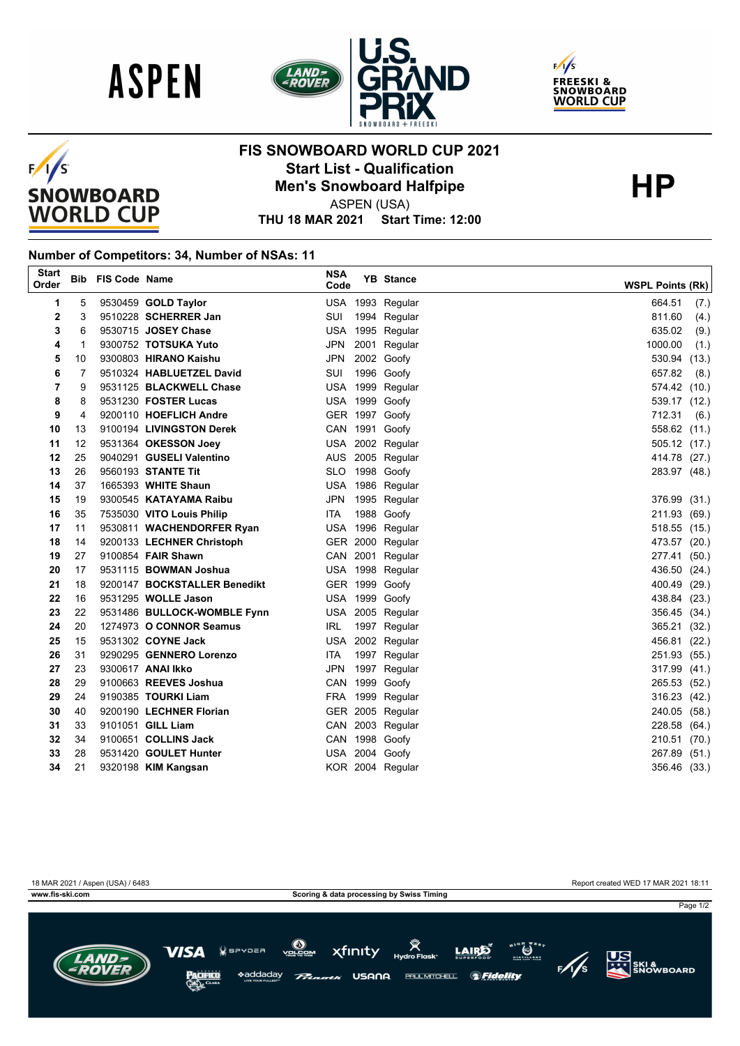# FIS SNOWBOARD WORLD CUP 2021

## Start List - Qualification

## Men's Snowboard Halfpipe

**HP**

ASPEN (USA)

**THU 18 MAR 2021 Start Time: 12:00**

### Number of Competitors: 34, Number of NSAs: 11

| Start Order | Bib | FIS Code | Name | NSA Code | YB | Stance | WSPL Points | (Rk) |
|---|---|---|---|---|---|---|---|---|
| 1 | 5 | 9530459 | **GOLD Taylor** | USA | 1993 | Regular | 664.51 | (7.) |
| 2 | 3 | 9510228 | **SCHERRER Jan** | SUI | 1994 | Regular | 811.60 | (4.) |
| 3 | 6 | 9530715 | **JOSEY Chase** | USA | 1995 | Regular | 635.02 | (9.) |
| 4 | 1 | 9300752 | **TOTSUKA Yuto** | JPN | 2001 | Regular | 1000.00 | (1.) |
| 5 | 10 | 9300803 | **HIRANO Kaishu** | JPN | 2002 | Goofy | 530.94 | (13.) |
| 6 | 7 | 9510324 | **HABLUETZEL David** | SUI | 1996 | Goofy | 657.82 | (8.) |
| 7 | 9 | 9531125 | **BLACKWELL Chase** | USA | 1999 | Regular | 574.42 | (10.) |
| 8 | 8 | 9531230 | **FOSTER Lucas** | USA | 1999 | Goofy | 539.17 | (12.) |
| 9 | 4 | 9200110 | **HOEFLICH Andre** | GER | 1997 | Goofy | 712.31 | (6.) |
| 10 | 13 | 9100194 | **LIVINGSTON Derek** | CAN | 1991 | Goofy | 558.62 | (11.) |
| 11 | 12 | 9531364 | **OKESSON Joey** | USA | 2002 | Regular | 505.12 | (17.) |
| 12 | 25 | 9040291 | **GUSELI Valentino** | AUS | 2005 | Regular | 414.78 | (27.) |
| 13 | 26 | 9560193 | **STANTE Tit** | SLO | 1998 | Goofy | 283.97 | (48.) |
| 14 | 37 | 1665393 | **WHITE Shaun** | USA | 1986 | Regular | | |
| 15 | 19 | 9300545 | **KATAYAMA Raibu** | JPN | 1995 | Regular | 376.99 | (31.) |
| 16 | 35 | 7535030 | **VITO Louis Philip** | ITA | 1988 | Goofy | 211.93 | (69.) |
| 17 | 11 | 9530811 | **WACHENDORFER Ryan** | USA | 1996 | Regular | 518.55 | (15.) |
| 18 | 14 | 9200133 | **LECHNER Christoph** | GER | 2000 | Regular | 473.57 | (20.) |
| 19 | 27 | 9100854 | **FAIR Shawn** | CAN | 2001 | Regular | 277.41 | (50.) |
| 20 | 17 | 9531115 | **BOWMAN Joshua** | USA | 1998 | Regular | 436.50 | (24.) |
| 21 | 18 | 9200147 | **BOCKSTALLER Benedikt** | GER | 1999 | Goofy | 400.49 | (29.) |
| 22 | 16 | 9531295 | **WOLLE Jason** | USA | 1999 | Goofy | 438.84 | (23.) |
| 23 | 22 | 9531486 | **BULLOCK-WOMBLE Fynn** | USA | 2005 | Regular | 356.45 | (34.) |
| 24 | 20 | 1274973 | **O CONNOR Seamus** | IRL | 1997 | Regular | 365.21 | (32.) |
| 25 | 15 | 9531302 | **COYNE Jack** | USA | 2002 | Regular | 456.81 | (22.) |
| 26 | 31 | 9290295 | **GENNERO Lorenzo** | ITA | 1997 | Regular | 251.93 | (55.) |
| 27 | 23 | 9300617 | **ANAI Ikko** | JPN | 1997 | Regular | 317.99 | (41.) |
| 28 | 29 | 9100663 | **REEVES Joshua** | CAN | 1999 | Goofy | 265.53 | (52.) |
| 29 | 24 | 9190385 | **TOURKI Liam** | FRA | 1999 | Regular | 316.23 | (42.) |
| 30 | 40 | 9200190 | **LECHNER Florian** | GER | 2005 | Regular | 240.05 | (58.) |
| 31 | 33 | 9101051 | **GILL Liam** | CAN | 2003 | Regular | 228.58 | (64.) |
| 32 | 34 | 9100651 | **COLLINS Jack** | CAN | 1998 | Goofy | 210.51 | (70.) |
| 33 | 28 | 9531420 | **GOULET Hunter** | USA | 2004 | Goofy | 267.89 | (51.) |
| 34 | 21 | 9320198 | **KIM Kangsan** | KOR | 2004 | Regular | 356.46 | (33.) |

18 MAR 2021 / Aspen (USA) / 6483 — Report created WED 17 MAR 2021 18:11

www.fis-ski.com — Scoring & data processing by Swiss Timing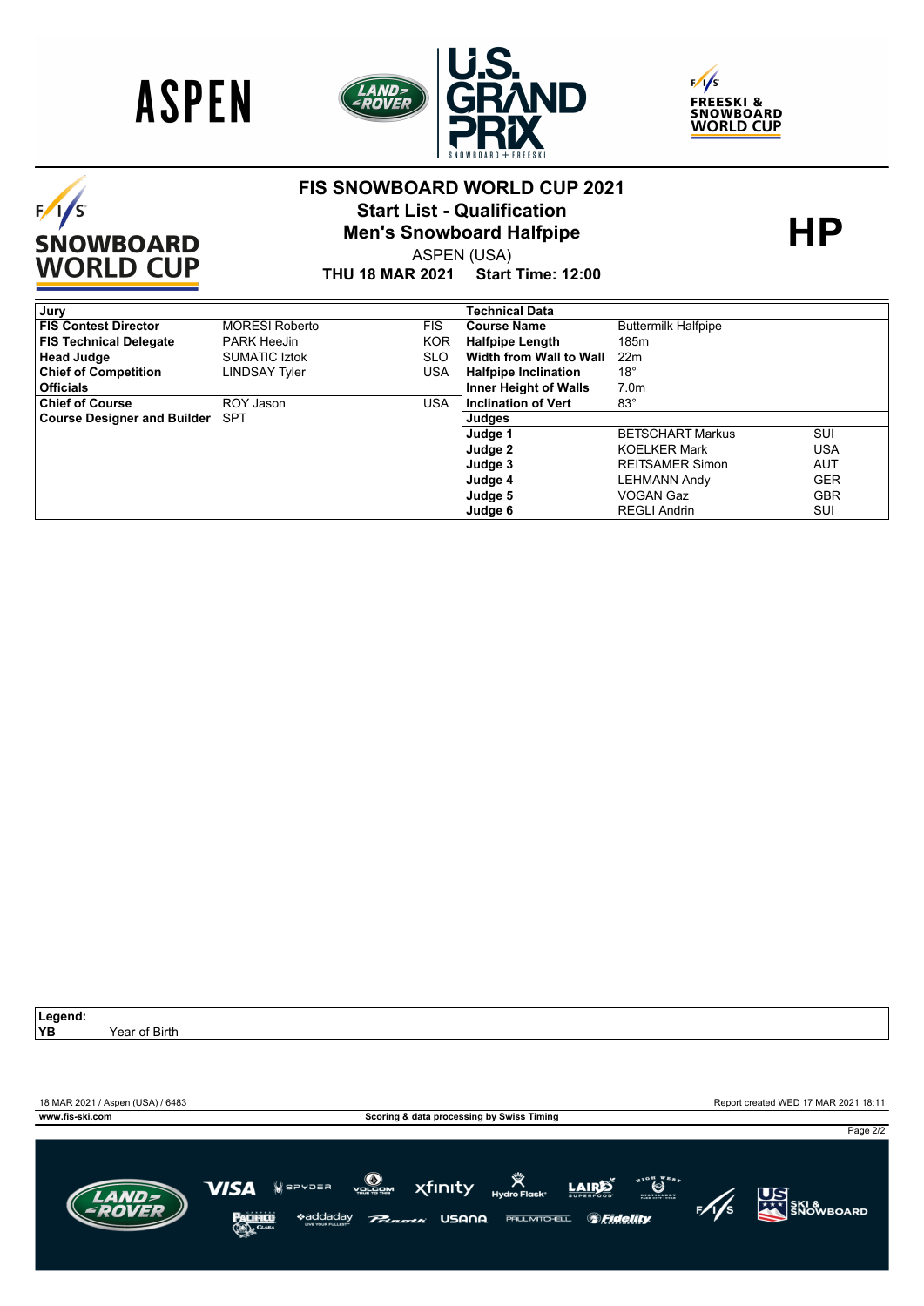ASPEN

U.S. GRAND PRIX SNOWBOARD + FREESKI

FIS FREESKI & SNOWBOARD WORLD CUP

FIS SNOWBOARD WORLD CUP

# FIS SNOWBOARD WORLD CUP 2021

## Start List - Qualification

## Men's Snowboard Halfpipe

**HP**

ASPEN (USA)

**THU 18 MAR 2021 Start Time: 12:00**

| Jury | | |
|---|---|---|
| **FIS Contest Director** | MORESI Roberto | FIS |
| **FIS Technical Delegate** | PARK HeeJin | KOR |
| **Head Judge** | SUMATIC Iztok | SLO |
| **Chief of Competition** | LINDSAY Tyler | USA |
| **Officials** | | |
| **Chief of Course** | ROY Jason | USA |
| **Course Designer and Builder** | SPT | |

| Technical Data | | |
|---|---|---|
| **Course Name** | Buttermilk Halfpipe | |
| **Halfpipe Length** | 185m | |
| **Width from Wall to Wall** | 22m | |
| **Halfpipe Inclination** | 18° | |
| **Inner Height of Walls** | 7.0m | |
| **Inclination of Vert** | 83° | |
| **Judges** | | |
| **Judge 1** | BETSCHART Markus | SUI |
| **Judge 2** | KOELKER Mark | USA |
| **Judge 3** | REITSAMER Simon | AUT |
| **Judge 4** | LEHMANN Andy | GER |
| **Judge 5** | VOGAN Gaz | GBR |
| **Judge 6** | REGLI Andrin | SUI |

**Legend:**
**YB** Year of Birth

18 MAR 2021 / Aspen (USA) / 6483

Report created WED 17 MAR 2021 18:11

**www.fis-ski.com**

**Scoring & data processing by Swiss Timing**